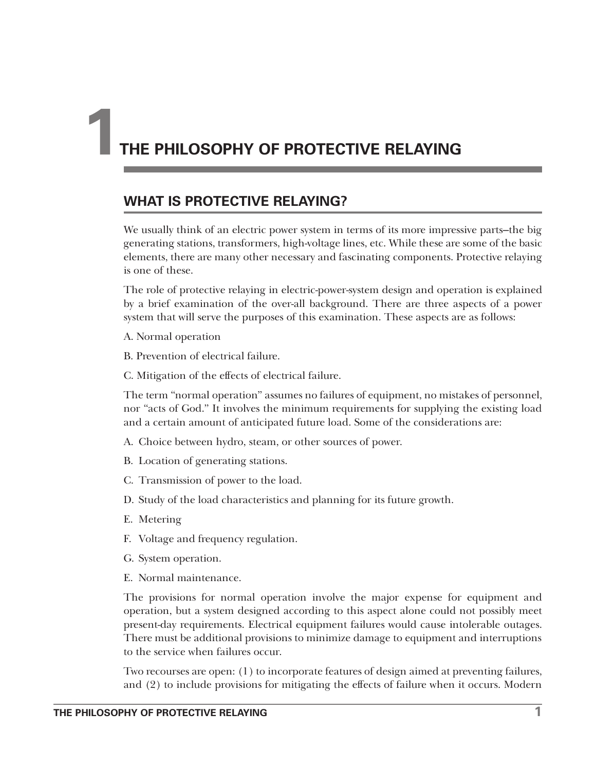# 1 THE PHILOSOPHY OF PROTECTIVE RELAYING

## WHAT IS PROTECTIVE RELAYING?

We usually think of an electric power system in terms of its more impressive parts–the big generating stations, transformers, high-voltage lines, etc. While these are some of the basic elements, there are many other necessary and fascinating components. Protective relaying is one of these.

The role of protective relaying in electric-power-system design and operation is explained by a brief examination of the over-all background. There are three aspects of a power system that will serve the purposes of this examination. These aspects are as follows:

A. Normal operation

B. Prevention of electrical failure.

C. Mitigation of the effects of electrical failure.

The term "normal operation" assumes no failures of equipment, no mistakes of personnel, nor "acts of God." It involves the minimum requirements for supplying the existing load and a certain amount of anticipated future load. Some of the considerations are:

A. Choice between hydro, steam, or other sources of power.

B. Location of generating stations.

C. Transmission of power to the load.

D. Study of the load characteristics and planning for its future growth.

E. Metering

F. Voltage and frequency regulation.

G. System operation.

E. Normal maintenance.

The provisions for normal operation involve the major expense for equipment and operation, but a system designed according to this aspect alone could not possibly meet present-day requirements. Electrical equipment failures would cause intolerable outages. There must be additional provisions to minimize damage to equipment and interruptions to the service when failures occur.

Two recourses are open: (1) to incorporate features of design aimed at preventing failures, and (2) to include provisions for mitigating the effects of failure when it occurs. Modern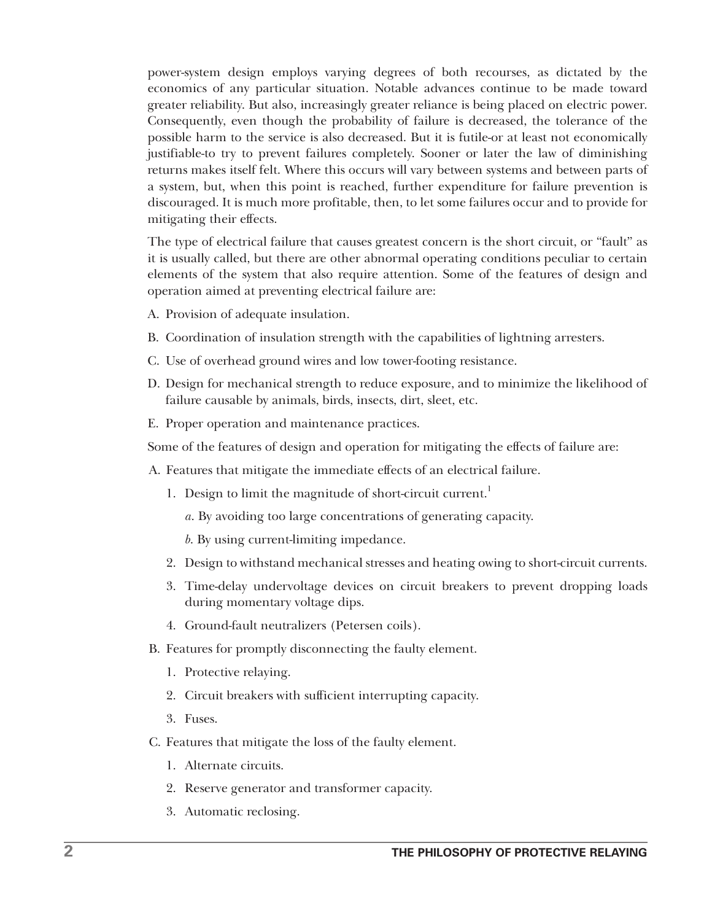power-system design employs varying degrees of both recourses, as dictated by the economics of any particular situation. Notable advances continue to be made toward greater reliability. But also, increasingly greater reliance is being placed on electric power. Consequently, even though the probability of failure is decreased, the tolerance of the possible harm to the service is also decreased. But it is futile-or at least not economically justifiable-to try to prevent failures completely. Sooner or later the law of diminishing returns makes itself felt. Where this occurs will vary between systems and between parts of a system, but, when this point is reached, further expenditure for failure prevention is discouraged. It is much more profitable, then, to let some failures occur and to provide for mitigating their effects.

The type of electrical failure that causes greatest concern is the short circuit, or "fault" as it is usually called, but there are other abnormal operating conditions peculiar to certain elements of the system that also require attention. Some of the features of design and operation aimed at preventing electrical failure are:

A. Provision of adequate insulation.

B. Coordination of insulation strength with the capabilities of lightning arresters.

C. Use of overhead ground wires and low tower-footing resistance.

D. Design for mechanical strength to reduce exposure, and to minimize the likelihood of failure causable by animals, birds, insects, dirt, sleet, etc.

E. Proper operation and maintenance practices.

Some of the features of design and operation for mitigating the effects of failure are:

A. Features that mitigate the immediate effects of an electrical failure.

   1. Design to limit the magnitude of short-circuit current.[1]

      *a*. By avoiding too large concentrations of generating capacity.

      *b*. By using current-limiting impedance.

   2. Design to withstand mechanical stresses and heating owing to short-circuit currents.

   3. Time-delay undervoltage devices on circuit breakers to prevent dropping loads during momentary voltage dips.

   4. Ground-fault neutralizers (Petersen coils).

B. Features for promptly disconnecting the faulty element.

   1. Protective relaying.

   2. Circuit breakers with sufficient interrupting capacity.

   3. Fuses.

C. Features that mitigate the loss of the faulty element.

   1. Alternate circuits.

   2. Reserve generator and transformer capacity.

   3. Automatic reclosing.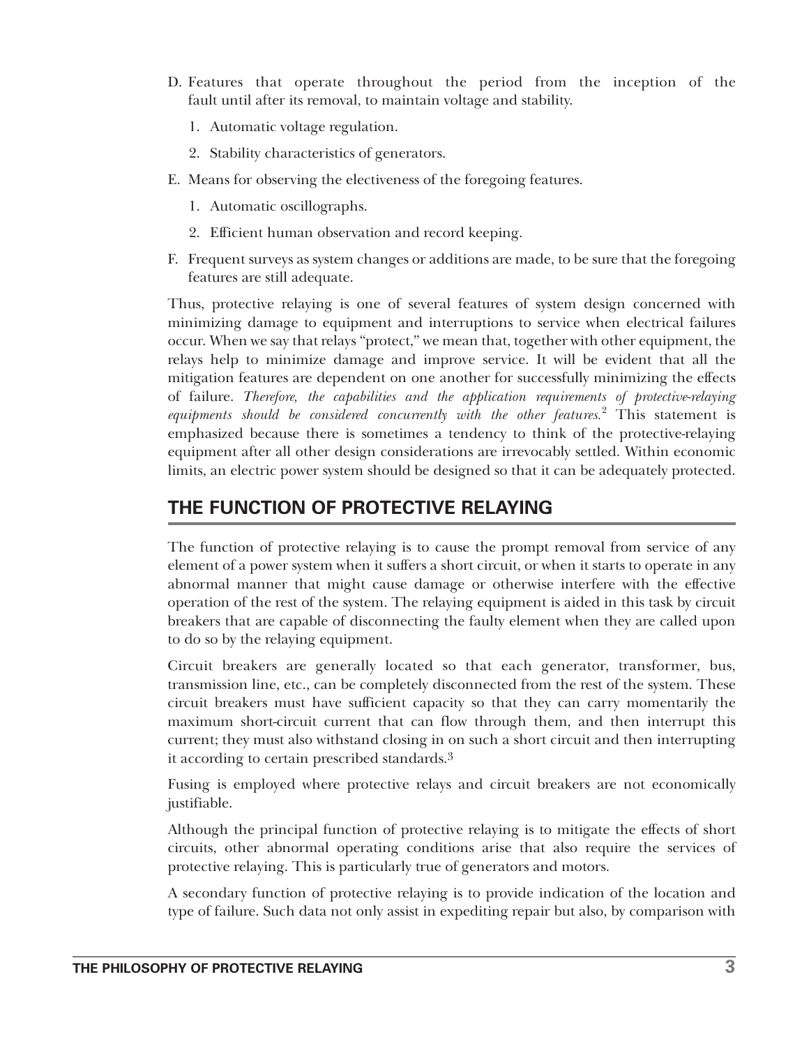D. Features that operate throughout the period from the inception of the fault until after its removal, to maintain voltage and stability.

   1. Automatic voltage regulation.
   2. Stability characteristics of generators.

E. Means for observing the electiveness of the foregoing features.

   1. Automatic oscillographs.
   2. Efficient human observation and record keeping.

F. Frequent surveys as system changes or additions are made, to be sure that the foregoing features are still adequate.

Thus, protective relaying is one of several features of system design concerned with minimizing damage to equipment and interruptions to service when electrical failures occur. When we say that relays "protect," we mean that, together with other equipment, the relays help to minimize damage and improve service. It will be evident that all the mitigation features are dependent on one another for successfully minimizing the effects of failure. *Therefore, the capabilities and the application requirements of protective-relaying equipments should be considered concurrently with the other features.*[2] This statement is emphasized because there is sometimes a tendency to think of the protective-relaying equipment after all other design considerations are irrevocably settled. Within economic limits, an electric power system should be designed so that it can be adequately protected.

## THE FUNCTION OF PROTECTIVE RELAYING

The function of protective relaying is to cause the prompt removal from service of any element of a power system when it suffers a short circuit, or when it starts to operate in any abnormal manner that might cause damage or otherwise interfere with the effective operation of the rest of the system. The relaying equipment is aided in this task by circuit breakers that are capable of disconnecting the faulty element when they are called upon to do so by the relaying equipment.

Circuit breakers are generally located so that each generator, transformer, bus, transmission line, etc., can be completely disconnected from the rest of the system. These circuit breakers must have sufficient capacity so that they can carry momentarily the maximum short-circuit current that can flow through them, and then interrupt this current; they must also withstand closing in on such a short circuit and then interrupting it according to certain prescribed standards.[3]

Fusing is employed where protective relays and circuit breakers are not economically justifiable.

Although the principal function of protective relaying is to mitigate the effects of short circuits, other abnormal operating conditions arise that also require the services of protective relaying. This is particularly true of generators and motors.

A secondary function of protective relaying is to provide indication of the location and type of failure. Such data not only assist in expediting repair but also, by comparison with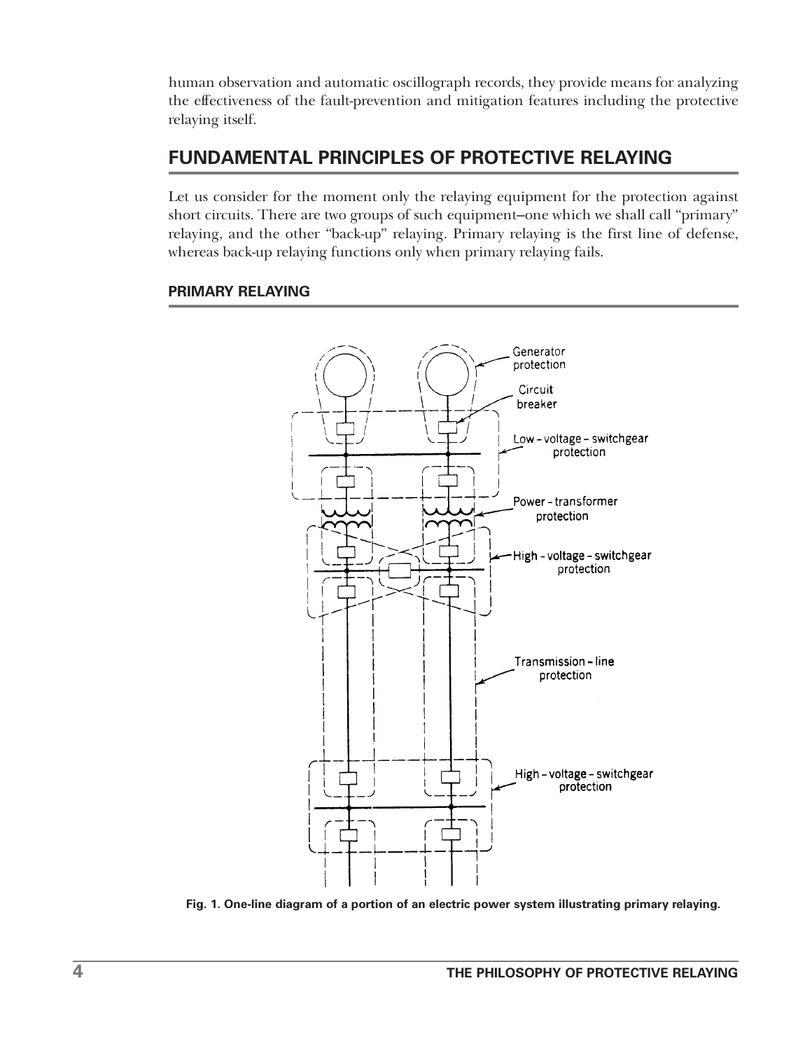human observation and automatic oscillograph records, they provide means for analyzing the effectiveness of the fault-prevention and mitigation features including the protective relaying itself.

## FUNDAMENTAL PRINCIPLES OF PROTECTIVE RELAYING

Let us consider for the moment only the relaying equipment for the protection against short circuits. There are two groups of such equipment–one which we shall call "primary" relaying, and the other "back-up" relaying. Primary relaying is the first line of defense, whereas back-up relaying functions only when primary relaying fails.

### PRIMARY RELAYING

**Fig. 1. One-line diagram of a portion of an electric power system illustrating primary relaying.**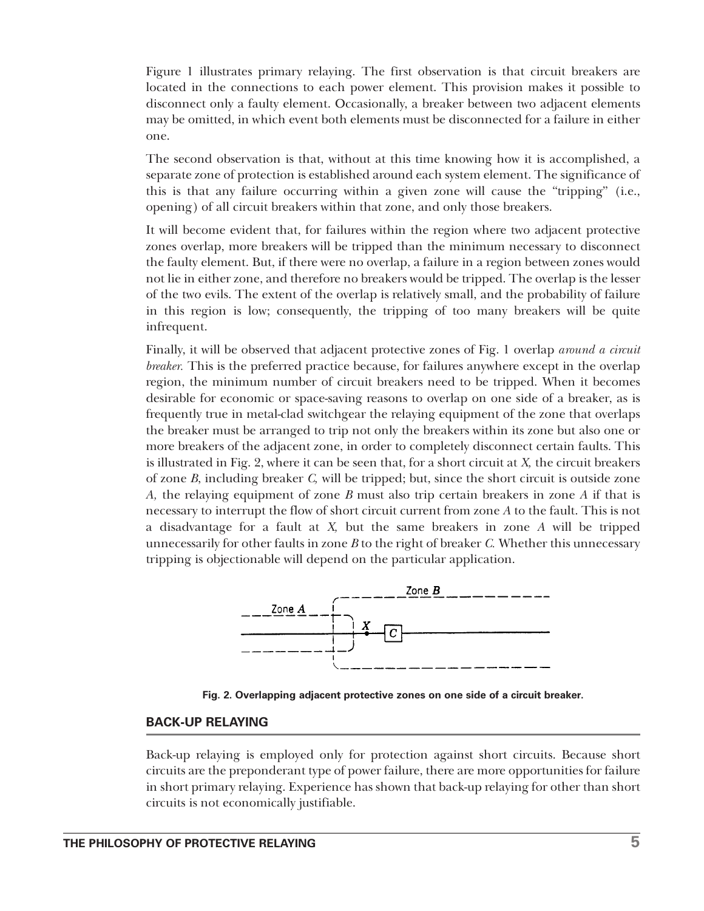Figure 1 illustrates primary relaying. The first observation is that circuit breakers are located in the connections to each power element. This provision makes it possible to disconnect only a faulty element. Occasionally, a breaker between two adjacent elements may be omitted, in which event both elements must be disconnected for a failure in either one.

The second observation is that, without at this time knowing how it is accomplished, a separate zone of protection is established around each system element. The significance of this is that any failure occurring within a given zone will cause the "tripping" (i.e., opening) of all circuit breakers within that zone, and only those breakers.

It will become evident that, for failures within the region where two adjacent protective zones overlap, more breakers will be tripped than the minimum necessary to disconnect the faulty element. But, if there were no overlap, a failure in a region between zones would not lie in either zone, and therefore no breakers would be tripped. The overlap is the lesser of the two evils. The extent of the overlap is relatively small, and the probability of failure in this region is low; consequently, the tripping of too many breakers will be quite infrequent.

Finally, it will be observed that adjacent protective zones of Fig. 1 overlap *around a circuit breaker.* This is the preferred practice because, for failures anywhere except in the overlap region, the minimum number of circuit breakers need to be tripped. When it becomes desirable for economic or space-saving reasons to overlap on one side of a breaker, as is frequently true in metal-clad switchgear the relaying equipment of the zone that overlaps the breaker must be arranged to trip not only the breakers within its zone but also one or more breakers of the adjacent zone, in order to completely disconnect certain faults. This is illustrated in Fig. 2, where it can be seen that, for a short circuit at *X,* the circuit breakers of zone *B*, including breaker *C,* will be tripped; but, since the short circuit is outside zone *A,* the relaying equipment of zone *B* must also trip certain breakers in zone *A* if that is necessary to interrupt the flow of short circuit current from zone *A* to the fault. This is not a disadvantage for a fault at *X,* but the same breakers in zone *A* will be tripped unnecessarily for other faults in zone *B* to the right of breaker *C.* Whether this unnecessary tripping is objectionable will depend on the particular application.

Zone A

Zone B

X

C

**Fig. 2. Overlapping adjacent protective zones on one side of a circuit breaker.**

## BACK-UP RELAYING

Back-up relaying is employed only for protection against short circuits. Because short circuits are the preponderant type of power failure, there are more opportunities for failure in short primary relaying. Experience has shown that back-up relaying for other than short circuits is not economically justifiable.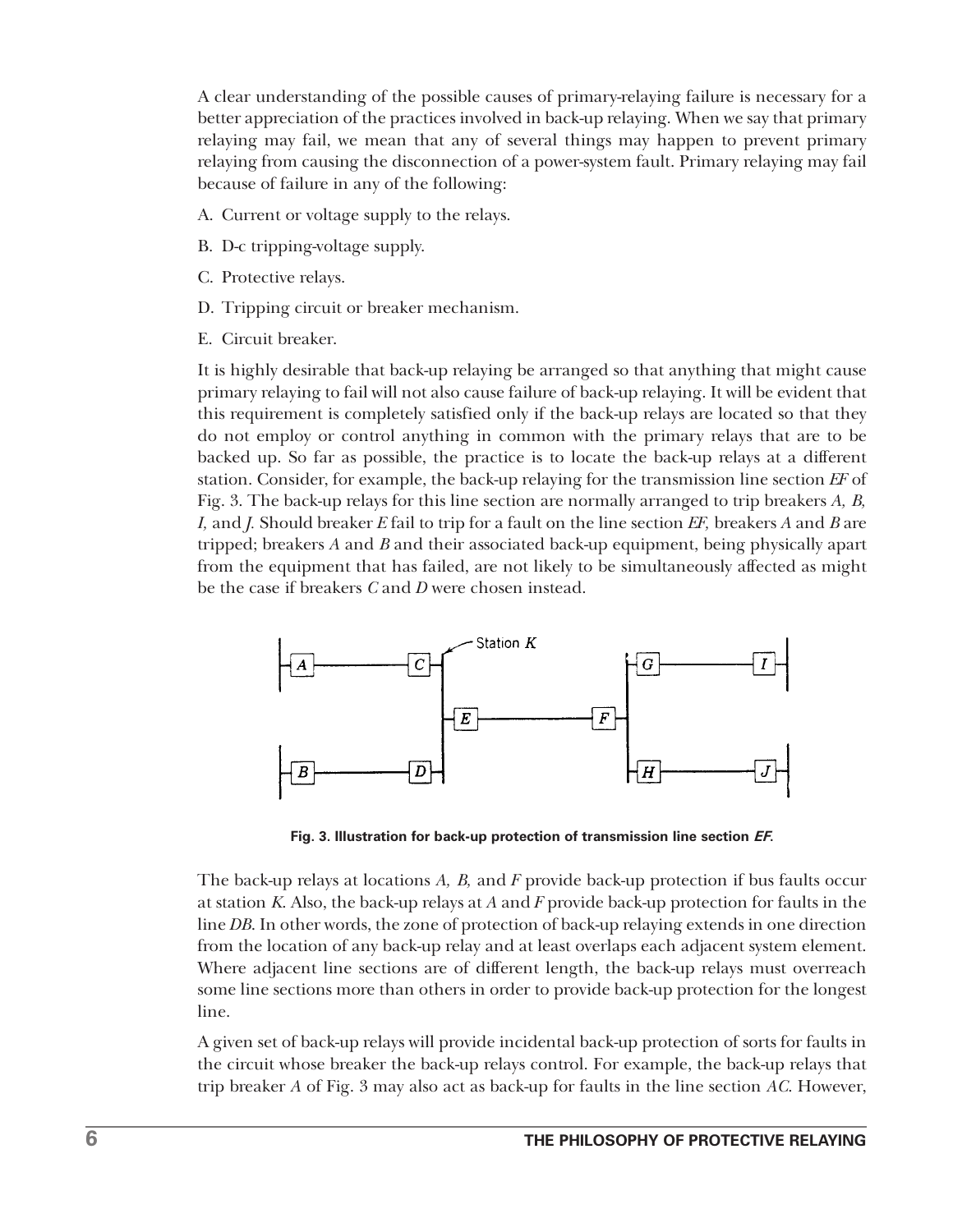A clear understanding of the possible causes of primary-relaying failure is necessary for a better appreciation of the practices involved in back-up relaying. When we say that primary relaying may fail, we mean that any of several things may happen to prevent primary relaying from causing the disconnection of a power-system fault. Primary relaying may fail because of failure in any of the following:

A. Current or voltage supply to the relays.

B. D-c tripping-voltage supply.

C. Protective relays.

D. Tripping circuit or breaker mechanism.

E. Circuit breaker.

It is highly desirable that back-up relaying be arranged so that anything that might cause primary relaying to fail will not also cause failure of back-up relaying. It will be evident that this requirement is completely satisfied only if the back-up relays are located so that they do not employ or control anything in common with the primary relays that are to be backed up. So far as possible, the practice is to locate the back-up relays at a different station. Consider, for example, the back-up relaying for the transmission line section *EF* of Fig. 3. The back-up relays for this line section are normally arranged to trip breakers *A, B, I,* and *J.* Should breaker *E* fail to trip for a fault on the line section *EF,* breakers *A* and *B* are tripped; breakers *A* and *B* and their associated back-up equipment, being physically apart from the equipment that has failed, are not likely to be simultaneously affected as might be the case if breakers *C* and *D* were chosen instead.

Station *K*

A C G I E F B D H J

**Fig. 3. Illustration for back-up protection of transmission line section *EF*.**

The back-up relays at locations *A, B,* and *F* provide back-up protection if bus faults occur at station *K.* Also, the back-up relays at *A* and *F* provide back-up protection for faults in the line *DB.* In other words, the zone of protection of back-up relaying extends in one direction from the location of any back-up relay and at least overlaps each adjacent system element. Where adjacent line sections are of different length, the back-up relays must overreach some line sections more than others in order to provide back-up protection for the longest line.

A given set of back-up relays will provide incidental back-up protection of sorts for faults in the circuit whose breaker the back-up relays control. For example, the back-up relays that trip breaker *A* of Fig. 3 may also act as back-up for faults in the line section *AC.* However,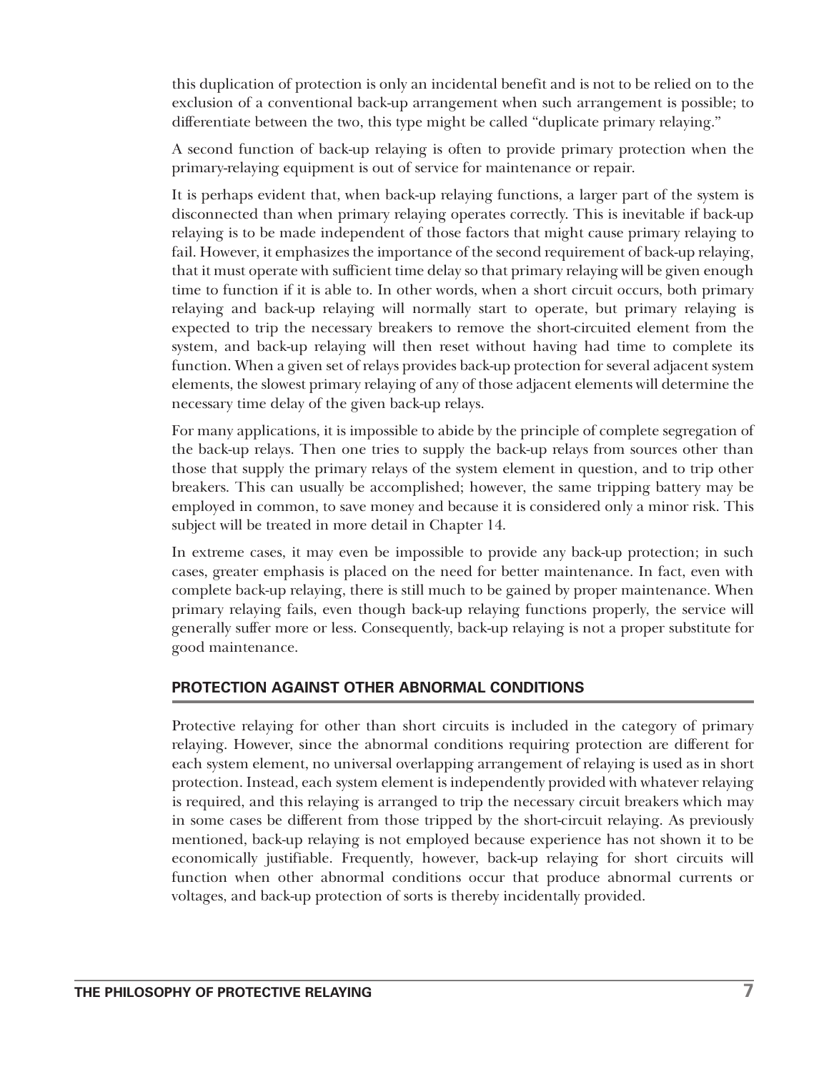this duplication of protection is only an incidental benefit and is not to be relied on to the exclusion of a conventional back-up arrangement when such arrangement is possible; to differentiate between the two, this type might be called "duplicate primary relaying."

A second function of back-up relaying is often to provide primary protection when the primary-relaying equipment is out of service for maintenance or repair.

It is perhaps evident that, when back-up relaying functions, a larger part of the system is disconnected than when primary relaying operates correctly. This is inevitable if back-up relaying is to be made independent of those factors that might cause primary relaying to fail. However, it emphasizes the importance of the second requirement of back-up relaying, that it must operate with sufficient time delay so that primary relaying will be given enough time to function if it is able to. In other words, when a short circuit occurs, both primary relaying and back-up relaying will normally start to operate, but primary relaying is expected to trip the necessary breakers to remove the short-circuited element from the system, and back-up relaying will then reset without having had time to complete its function. When a given set of relays provides back-up protection for several adjacent system elements, the slowest primary relaying of any of those adjacent elements will determine the necessary time delay of the given back-up relays.

For many applications, it is impossible to abide by the principle of complete segregation of the back-up relays. Then one tries to supply the back-up relays from sources other than those that supply the primary relays of the system element in question, and to trip other breakers. This can usually be accomplished; however, the same tripping battery may be employed in common, to save money and because it is considered only a minor risk. This subject will be treated in more detail in Chapter 14.

In extreme cases, it may even be impossible to provide any back-up protection; in such cases, greater emphasis is placed on the need for better maintenance. In fact, even with complete back-up relaying, there is still much to be gained by proper maintenance. When primary relaying fails, even though back-up relaying functions properly, the service will generally suffer more or less. Consequently, back-up relaying is not a proper substitute for good maintenance.

## PROTECTION AGAINST OTHER ABNORMAL CONDITIONS

Protective relaying for other than short circuits is included in the category of primary relaying. However, since the abnormal conditions requiring protection are different for each system element, no universal overlapping arrangement of relaying is used as in short protection. Instead, each system element is independently provided with whatever relaying is required, and this relaying is arranged to trip the necessary circuit breakers which may in some cases be different from those tripped by the short-circuit relaying. As previously mentioned, back-up relaying is not employed because experience has not shown it to be economically justifiable. Frequently, however, back-up relaying for short circuits will function when other abnormal conditions occur that produce abnormal currents or voltages, and back-up protection of sorts is thereby incidentally provided.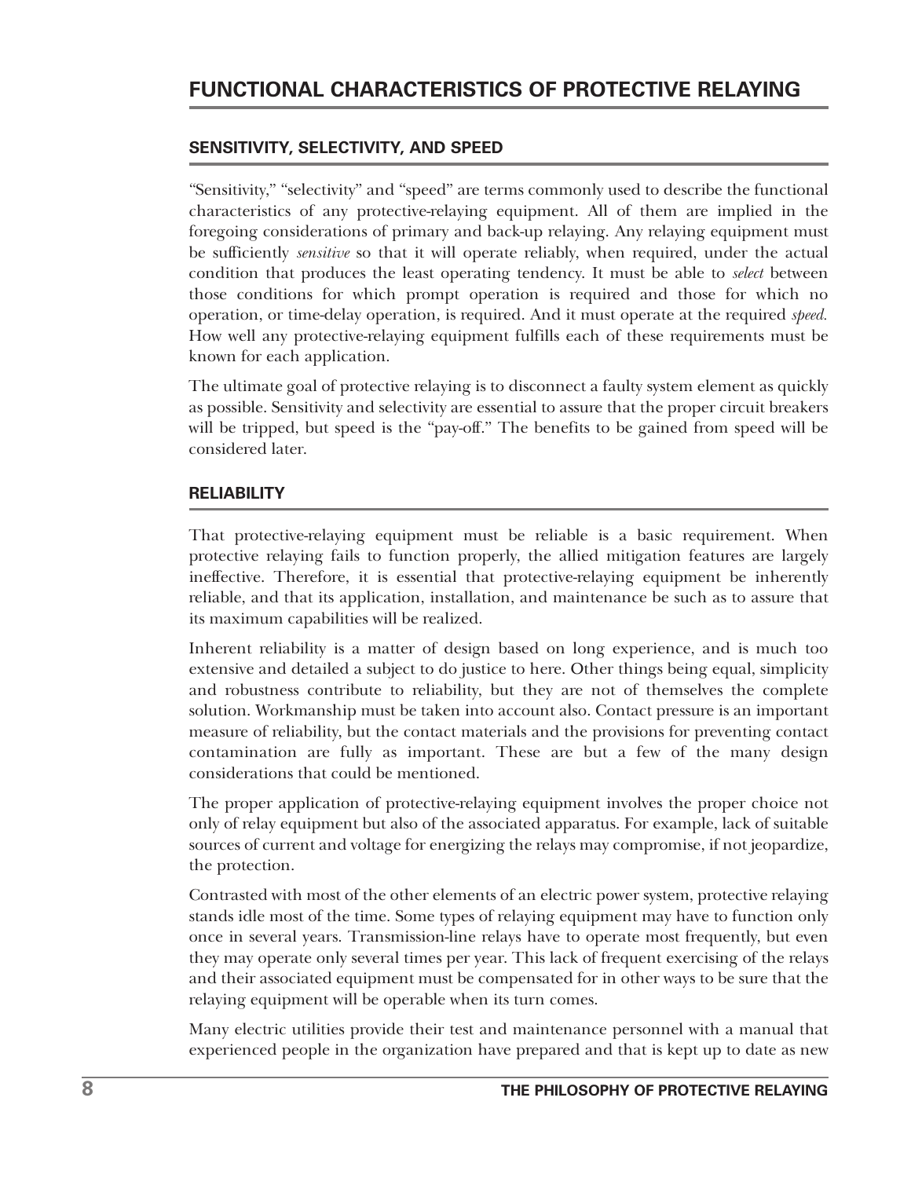# FUNCTIONAL CHARACTERISTICS OF PROTECTIVE RELAYING

## SENSITIVITY, SELECTIVITY, AND SPEED

"Sensitivity," "selectivity" and "speed" are terms commonly used to describe the functional characteristics of any protective-relaying equipment. All of them are implied in the foregoing considerations of primary and back-up relaying. Any relaying equipment must be sufficiently *sensitive* so that it will operate reliably, when required, under the actual condition that produces the least operating tendency. It must be able to *select* between those conditions for which prompt operation is required and those for which no operation, or time-delay operation, is required. And it must operate at the required *speed.* How well any protective-relaying equipment fulfills each of these requirements must be known for each application.

The ultimate goal of protective relaying is to disconnect a faulty system element as quickly as possible. Sensitivity and selectivity are essential to assure that the proper circuit breakers will be tripped, but speed is the "pay-off." The benefits to be gained from speed will be considered later.

## RELIABILITY

That protective-relaying equipment must be reliable is a basic requirement. When protective relaying fails to function properly, the allied mitigation features are largely ineffective. Therefore, it is essential that protective-relaying equipment be inherently reliable, and that its application, installation, and maintenance be such as to assure that its maximum capabilities will be realized.

Inherent reliability is a matter of design based on long experience, and is much too extensive and detailed a subject to do justice to here. Other things being equal, simplicity and robustness contribute to reliability, but they are not of themselves the complete solution. Workmanship must be taken into account also. Contact pressure is an important measure of reliability, but the contact materials and the provisions for preventing contact contamination are fully as important. These are but a few of the many design considerations that could be mentioned.

The proper application of protective-relaying equipment involves the proper choice not only of relay equipment but also of the associated apparatus. For example, lack of suitable sources of current and voltage for energizing the relays may compromise, if not jeopardize, the protection.

Contrasted with most of the other elements of an electric power system, protective relaying stands idle most of the time. Some types of relaying equipment may have to function only once in several years. Transmission-line relays have to operate most frequently, but even they may operate only several times per year. This lack of frequent exercising of the relays and their associated equipment must be compensated for in other ways to be sure that the relaying equipment will be operable when its turn comes.

Many electric utilities provide their test and maintenance personnel with a manual that experienced people in the organization have prepared and that is kept up to date as new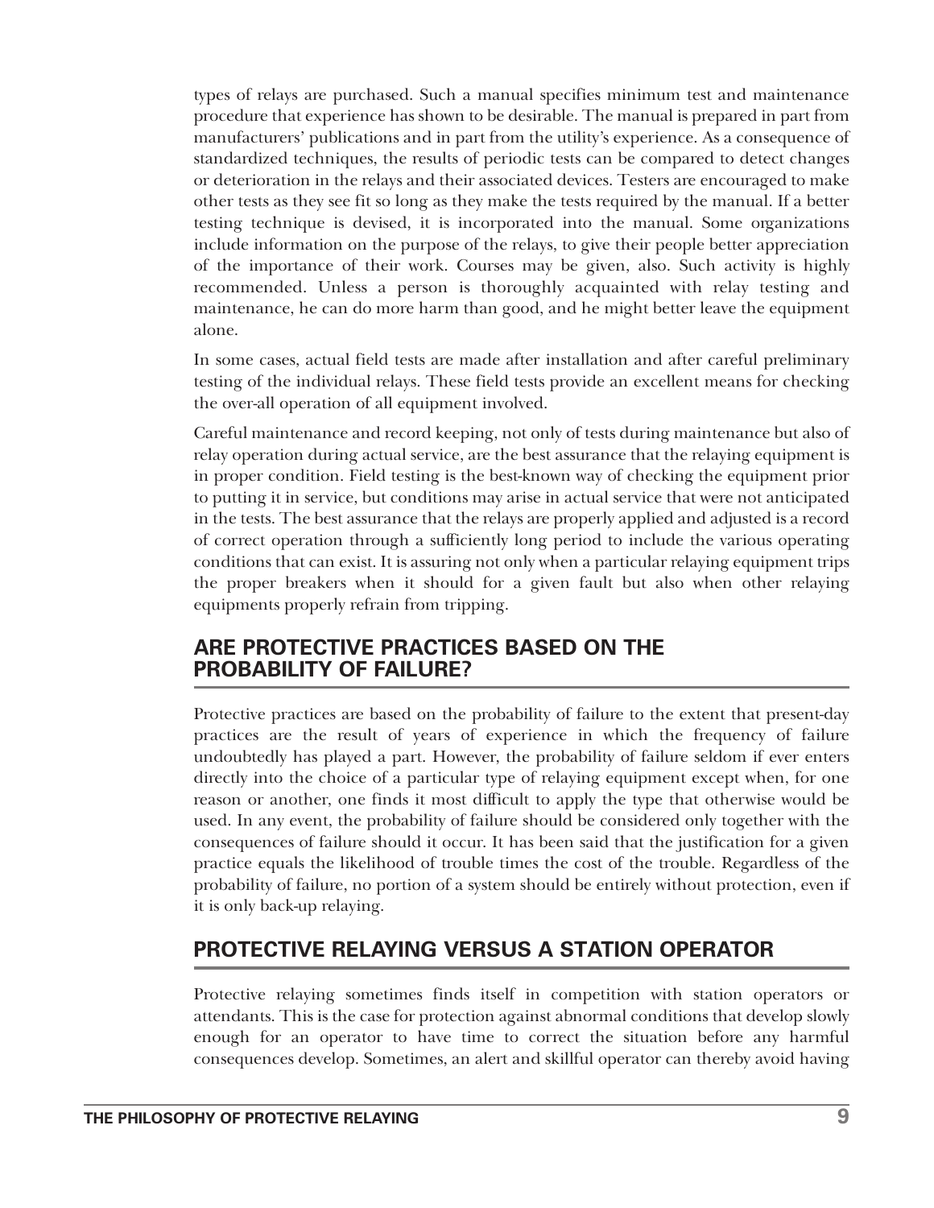types of relays are purchased. Such a manual specifies minimum test and maintenance procedure that experience has shown to be desirable. The manual is prepared in part from manufacturers' publications and in part from the utility's experience. As a consequence of standardized techniques, the results of periodic tests can be compared to detect changes or deterioration in the relays and their associated devices. Testers are encouraged to make other tests as they see fit so long as they make the tests required by the manual. If a better testing technique is devised, it is incorporated into the manual. Some organizations include information on the purpose of the relays, to give their people better appreciation of the importance of their work. Courses may be given, also. Such activity is highly recommended. Unless a person is thoroughly acquainted with relay testing and maintenance, he can do more harm than good, and he might better leave the equipment alone.

In some cases, actual field tests are made after installation and after careful preliminary testing of the individual relays. These field tests provide an excellent means for checking the over-all operation of all equipment involved.

Careful maintenance and record keeping, not only of tests during maintenance but also of relay operation during actual service, are the best assurance that the relaying equipment is in proper condition. Field testing is the best-known way of checking the equipment prior to putting it in service, but conditions may arise in actual service that were not anticipated in the tests. The best assurance that the relays are properly applied and adjusted is a record of correct operation through a sufficiently long period to include the various operating conditions that can exist. It is assuring not only when a particular relaying equipment trips the proper breakers when it should for a given fault but also when other relaying equipments properly refrain from tripping.

## ARE PROTECTIVE PRACTICES BASED ON THE PROBABILITY OF FAILURE?

Protective practices are based on the probability of failure to the extent that present-day practices are the result of years of experience in which the frequency of failure undoubtedly has played a part. However, the probability of failure seldom if ever enters directly into the choice of a particular type of relaying equipment except when, for one reason or another, one finds it most difficult to apply the type that otherwise would be used. In any event, the probability of failure should be considered only together with the consequences of failure should it occur. It has been said that the justification for a given practice equals the likelihood of trouble times the cost of the trouble. Regardless of the probability of failure, no portion of a system should be entirely without protection, even if it is only back-up relaying.

## PROTECTIVE RELAYING VERSUS A STATION OPERATOR

Protective relaying sometimes finds itself in competition with station operators or attendants. This is the case for protection against abnormal conditions that develop slowly enough for an operator to have time to correct the situation before any harmful consequences develop. Sometimes, an alert and skillful operator can thereby avoid having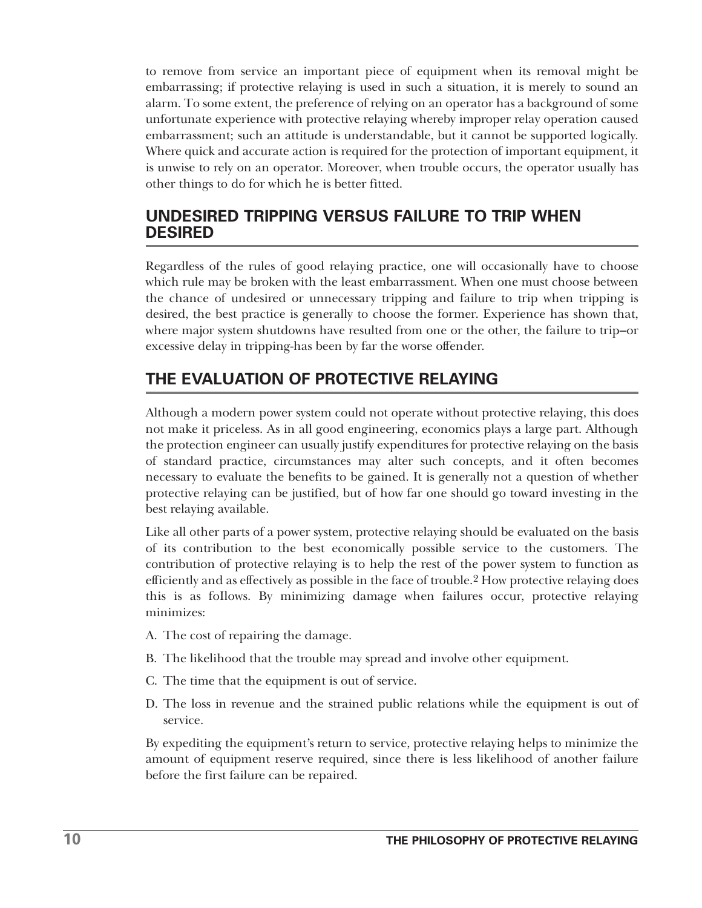to remove from service an important piece of equipment when its removal might be embarrassing; if protective relaying is used in such a situation, it is merely to sound an alarm. To some extent, the preference of relying on an operator has a background of some unfortunate experience with protective relaying whereby improper relay operation caused embarrassment; such an attitude is understandable, but it cannot be supported logically. Where quick and accurate action is required for the protection of important equipment, it is unwise to rely on an operator. Moreover, when trouble occurs, the operator usually has other things to do for which he is better fitted.

## UNDESIRED TRIPPING VERSUS FAILURE TO TRIP WHEN DESIRED

Regardless of the rules of good relaying practice, one will occasionally have to choose which rule may be broken with the least embarrassment. When one must choose between the chance of undesired or unnecessary tripping and failure to trip when tripping is desired, the best practice is generally to choose the former. Experience has shown that, where major system shutdowns have resulted from one or the other, the failure to trip–or excessive delay in tripping-has been by far the worse offender.

## THE EVALUATION OF PROTECTIVE RELAYING

Although a modern power system could not operate without protective relaying, this does not make it priceless. As in all good engineering, economics plays a large part. Although the protection engineer can usually justify expenditures for protective relaying on the basis of standard practice, circumstances may alter such concepts, and it often becomes necessary to evaluate the benefits to be gained. It is generally not a question of whether protective relaying can be justified, but of how far one should go toward investing in the best relaying available.

Like all other parts of a power system, protective relaying should be evaluated on the basis of its contribution to the best economically possible service to the customers. The contribution of protective relaying is to help the rest of the power system to function as efficiently and as effectively as possible in the face of trouble.[2] How protective relaying does this is as foIlows. By minimizing damage when failures occur, protective relaying minimizes:

A. The cost of repairing the damage.

B. The likelihood that the trouble may spread and involve other equipment.

C. The time that the equipment is out of service.

D. The loss in revenue and the strained public relations while the equipment is out of service.

By expediting the equipment's return to service, protective relaying helps to minimize the amount of equipment reserve required, since there is less likelihood of another failure before the first failure can be repaired.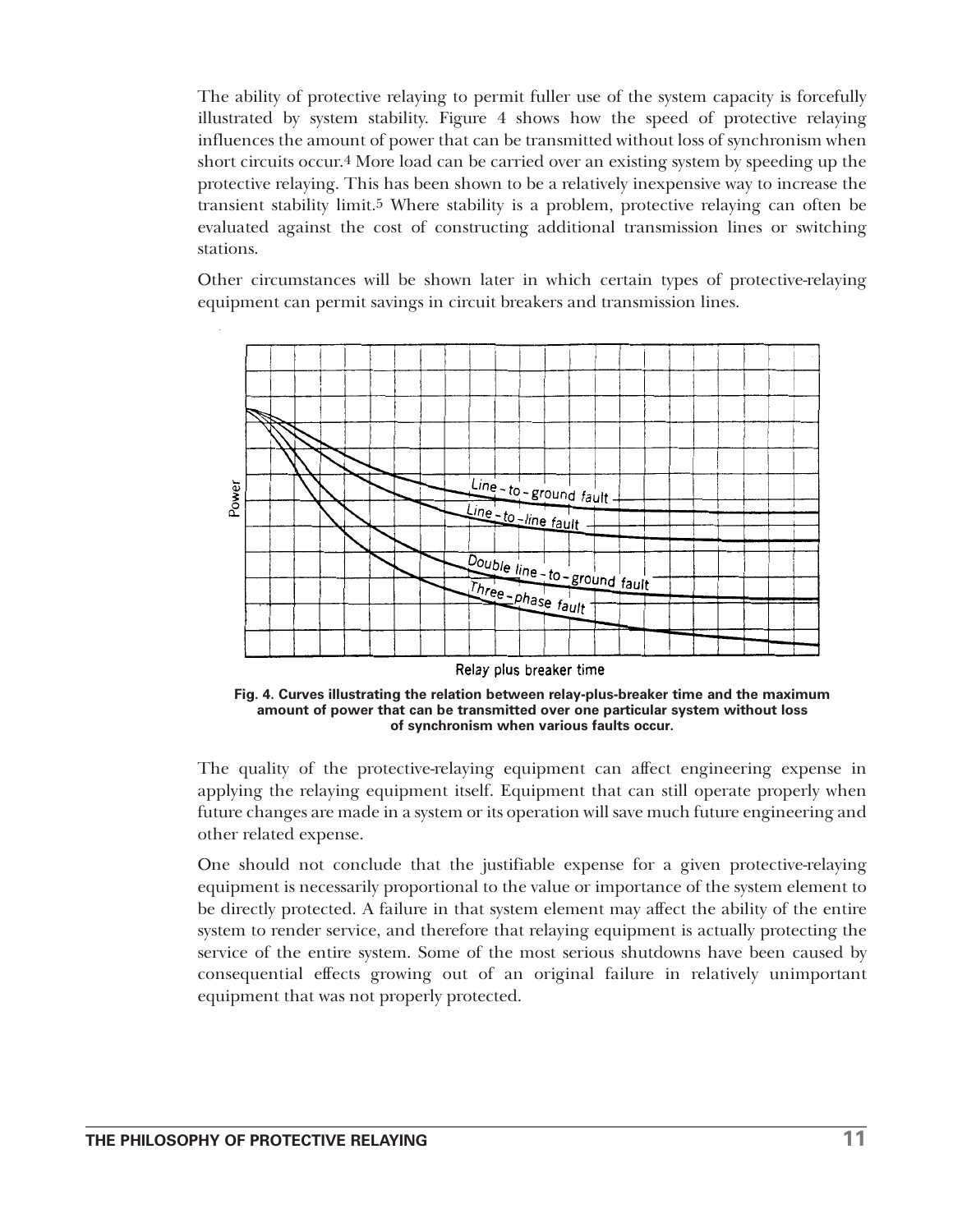The ability of protective relaying to permit fuller use of the system capacity is forcefully illustrated by system stability. Figure 4 shows how the speed of protective relaying influences the amount of power that can be transmitted without loss of synchronism when short circuits occur.[4] More load can be carried over an existing system by speeding up the protective relaying. This has been shown to be a relatively inexpensive way to increase the transient stability limit.[5] Where stability is a problem, protective relaying can often be evaluated against the cost of constructing additional transmission lines or switching stations.

Other circumstances will be shown later in which certain types of protective-relaying equipment can permit savings in circuit breakers and transmission lines.

**Fig. 4. Curves illustrating the relation between relay-plus-breaker time and the maximum amount of power that can be transmitted over one particular system without loss of synchronism when various faults occur.**

The quality of the protective-relaying equipment can affect engineering expense in applying the relaying equipment itself. Equipment that can still operate properly when future changes are made in a system or its operation will save much future engineering and other related expense.

One should not conclude that the justifiable expense for a given protective-relaying equipment is necessarily proportional to the value or importance of the system element to be directly protected. A failure in that system element may affect the ability of the entire system to render service, and therefore that relaying equipment is actually protecting the service of the entire system. Some of the most serious shutdowns have been caused by consequential effects growing out of an original failure in relatively unimportant equipment that was not properly protected.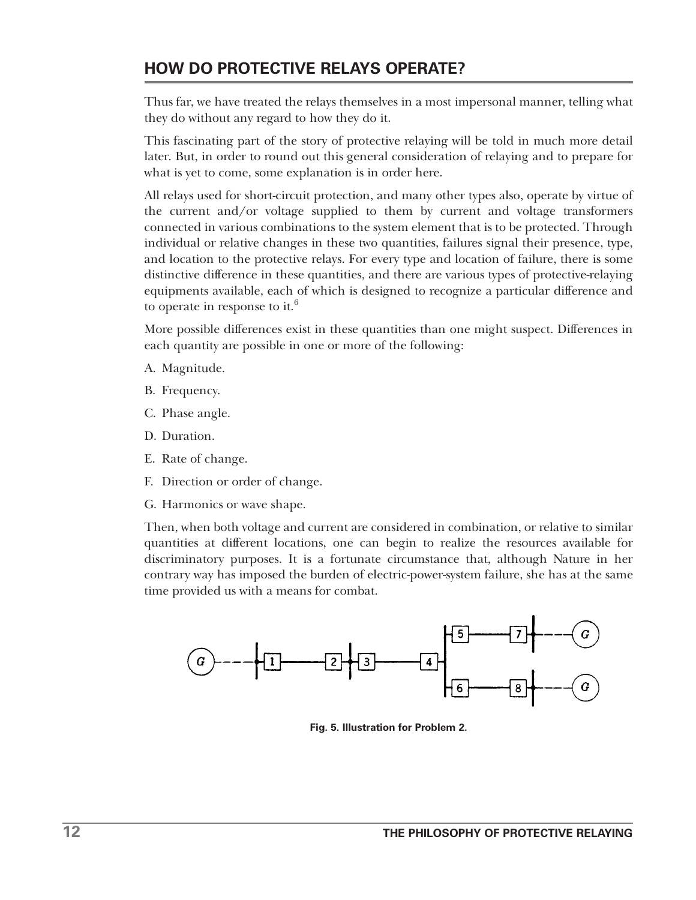## HOW DO PROTECTIVE RELAYS OPERATE?

Thus far, we have treated the relays themselves in a most impersonal manner, telling what they do without any regard to how they do it.

This fascinating part of the story of protective relaying will be told in much more detail later. But, in order to round out this general consideration of relaying and to prepare for what is yet to come, some explanation is in order here.

All relays used for short-circuit protection, and many other types also, operate by virtue of the current and/or voltage supplied to them by current and voltage transformers connected in various combinations to the system element that is to be protected. Through individual or relative changes in these two quantities, failures signal their presence, type, and location to the protective relays. For every type and location of failure, there is some distinctive difference in these quantities, and there are various types of protective-relaying equipments available, each of which is designed to recognize a particular difference and to operate in response to it.[6]

More possible differences exist in these quantities than one might suspect. Differences in each quantity are possible in one or more of the following:

A. Magnitude.

B. Frequency.

C. Phase angle.

D. Duration.

E. Rate of change.

F. Direction or order of change.

G. Harmonics or wave shape.

Then, when both voltage and current are considered in combination, or relative to similar quantities at different locations, one can begin to realize the resources available for discriminatory purposes. It is a fortunate circumstance that, although Nature in her contrary way has imposed the burden of electric-power-system failure, she has at the same time provided us with a means for combat.

G
1
2
3
4
5
6
7
8
G
G

**Fig. 5. Illustration for Problem 2.**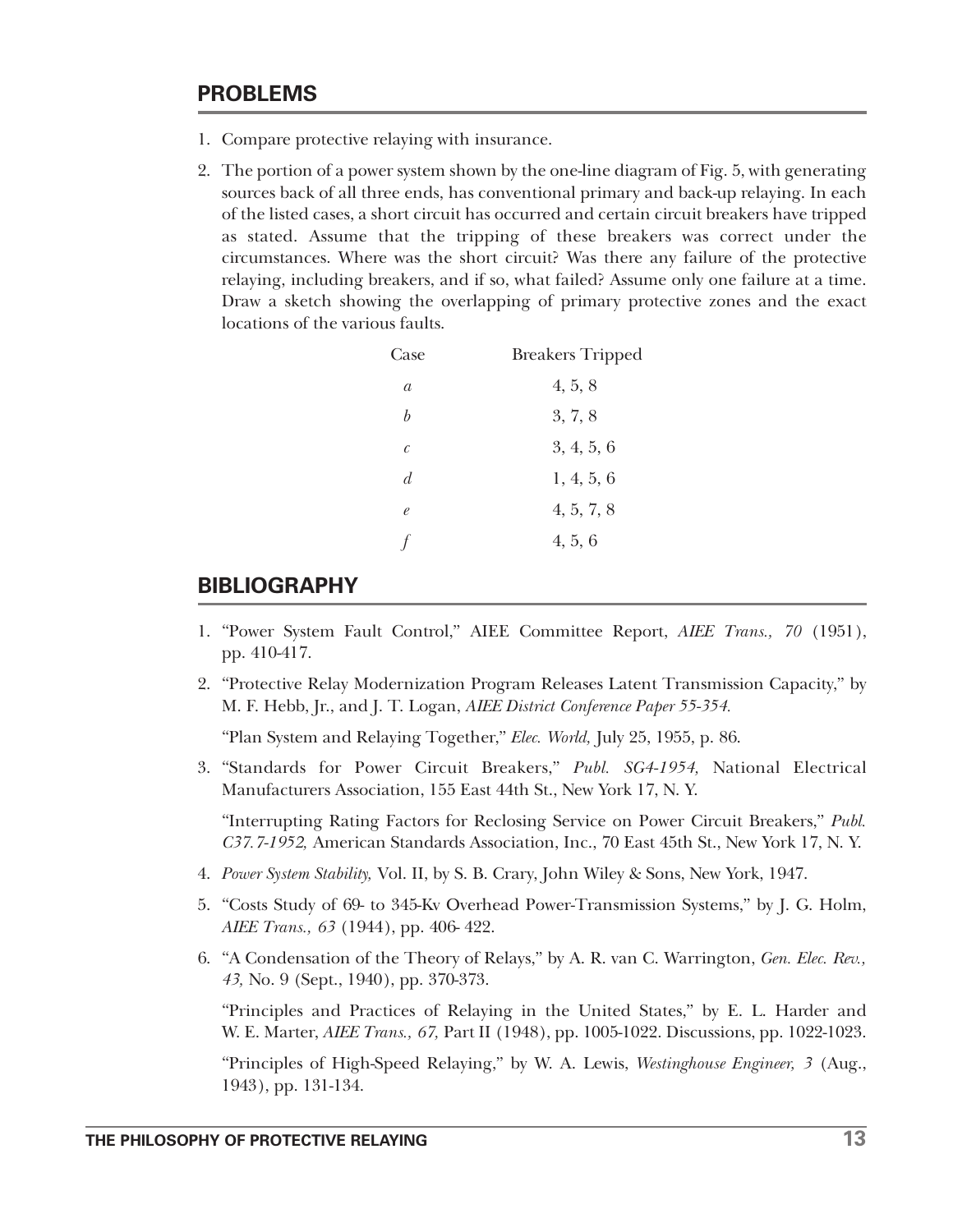## PROBLEMS

1. Compare protective relaying with insurance.
2. The portion of a power system shown by the one-line diagram of Fig. 5, with generating sources back of all three ends, has conventional primary and back-up relaying. In each of the listed cases, a short circuit has occurred and certain circuit breakers have tripped as stated. Assume that the tripping of these breakers was correct under the circumstances. Where was the short circuit? Was there any failure of the protective relaying, including breakers, and if so, what failed? Assume only one failure at a time. Draw a sketch showing the overlapping of primary protective zones and the exact locations of the various faults.

| Case | Breakers Tripped |
| --- | --- |
| *a* | 4, 5, 8 |
| *b* | 3, 7, 8 |
| *c* | 3, 4, 5, 6 |
| *d* | 1, 4, 5, 6 |
| *e* | 4, 5, 7, 8 |
| *f* | 4, 5, 6 |

## BIBLIOGRAPHY

1. "Power System Fault Control," AIEE Committee Report, *AIEE Trans., 70* (1951), pp. 410-417.
2. "Protective Relay Modernization Program Releases Latent Transmission Capacity," by M. F. Hebb, Jr., and J. T. Logan, *AIEE District Conference Paper 55-354.*

   "Plan System and Relaying Together," *Elec. World,* July 25, 1955, p. 86.
3. "Standards for Power Circuit Breakers," *Publ. SG4-1954,* National Electrical Manufacturers Association, 155 East 44th St., New York 17, N. Y.

   "Interrupting Rating Factors for Reclosing Service on Power Circuit Breakers," *Publ. C37.7-1952,* American Standards Association, Inc., 70 East 45th St., New York 17, N. Y.
4. *Power System Stability,* Vol. II, by S. B. Crary, John Wiley & Sons, New York, 1947.
5. "Costs Study of 69- to 345-Kv Overhead Power-Transmission Systems," by J. G. Holm, *AIEE Trans., 63* (1944), pp. 406- 422.
6. "A Condensation of the Theory of Relays," by A. R. van C. Warrington, *Gen. Elec. Rev., 43,* No. 9 (Sept., 1940), pp. 370-373.

   "Principles and Practices of Relaying in the United States," by E. L. Harder and W. E. Marter, *AIEE Trans., 67,* Part II (1948), pp. 1005-1022. Discussions, pp. 1022-1023.

   "Principles of High-Speed Relaying," by W. A. Lewis, *Westinghouse Engineer, 3* (Aug., 1943), pp. 131-134.